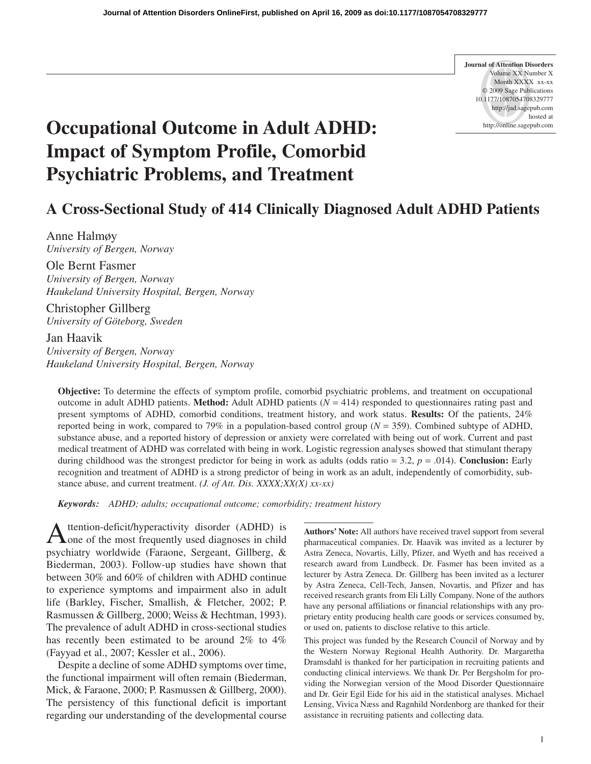# Occupational Outcome in Adult ADHD: Impact of Symptom Profile, Comorbid Psychiatric Problems, and Treatment

## A Cross-Sectional Study of 414 Clinically Diagnosed Adult ADHD Patients

Anne Halmøy
*University of Bergen, Norway*

Ole Bernt Fasmer
*University of Bergen, Norway*
*Haukeland University Hospital, Bergen, Norway*

Christopher Gillberg
*University of Göteborg, Sweden*

Jan Haavik
*University of Bergen, Norway*
*Haukeland University Hospital, Bergen, Norway*

**Objective:** To determine the effects of symptom profile, comorbid psychiatric problems, and treatment on occupational outcome in adult ADHD patients. **Method:** Adult ADHD patients ($N = 414$) responded to questionnaires rating past and present symptoms of ADHD, comorbid conditions, treatment history, and work status. **Results:** Of the patients, 24% reported being in work, compared to 79% in a population-based control group ($N = 359$). Combined subtype of ADHD, substance abuse, and a reported history of depression or anxiety were correlated with being out of work. Current and past medical treatment of ADHD was correlated with being in work. Logistic regression analyses showed that stimulant therapy during childhood was the strongest predictor for being in work as adults (odds ratio = 3.2, $p = .014$). **Conclusion:** Early recognition and treatment of ADHD is a strong predictor of being in work as an adult, independently of comorbidity, substance abuse, and current treatment. *(J. of Att. Dis. XXXX;XX(X) xx-xx)*

***Keywords:*** *ADHD; adults; occupational outcome; comorbidity; treatment history*

Attention-deficit/hyperactivity disorder (ADHD) is one of the most frequently used diagnoses in child psychiatry worldwide (Faraone, Sergeant, Gillberg, & Biederman, 2003). Follow-up studies have shown that between 30% and 60% of children with ADHD continue to experience symptoms and impairment also in adult life (Barkley, Fischer, Smallish, & Fletcher, 2002; P. Rasmussen & Gillberg, 2000; Weiss & Hechtman, 1993). The prevalence of adult ADHD in cross-sectional studies has recently been estimated to be around 2% to 4% (Fayyad et al., 2007; Kessler et al., 2006).

Despite a decline of some ADHD symptoms over time, the functional impairment will often remain (Biederman, Mick, & Faraone, 2000; P. Rasmussen & Gillberg, 2000). The persistency of this functional deficit is important regarding our understanding of the developmental course

**Authors' Note:** All authors have received travel support from several pharmaceutical companies. Dr. Haavik was invited as a lecturer by Astra Zeneca, Novartis, Lilly, Pfizer, and Wyeth and has received a research award from Lundbeck. Dr. Fasmer has been invited as a lecturer by Astra Zeneca. Dr. Gillberg has been invited as a lecturer by Astra Zeneca, Cell-Tech, Jansen, Novartis, and Pfizer and has received research grants from Eli Lilly Company. None of the authors have any personal affiliations or financial relationships with any proprietary entity producing health care goods or services consumed by, or used on, patients to disclose relative to this article.

This project was funded by the Research Council of Norway and by the Western Norway Regional Health Authority. Dr. Margaretha Dramsdahl is thanked for her participation in recruiting patients and conducting clinical interviews. We thank Dr. Per Bergsholm for providing the Norwegian version of the Mood Disorder Questionnaire and Dr. Geir Egil Eide for his aid in the statistical analyses. Michael Lensing, Vivica Næss and Ragnhild Nordenborg are thanked for their assistance in recruiting patients and collecting data.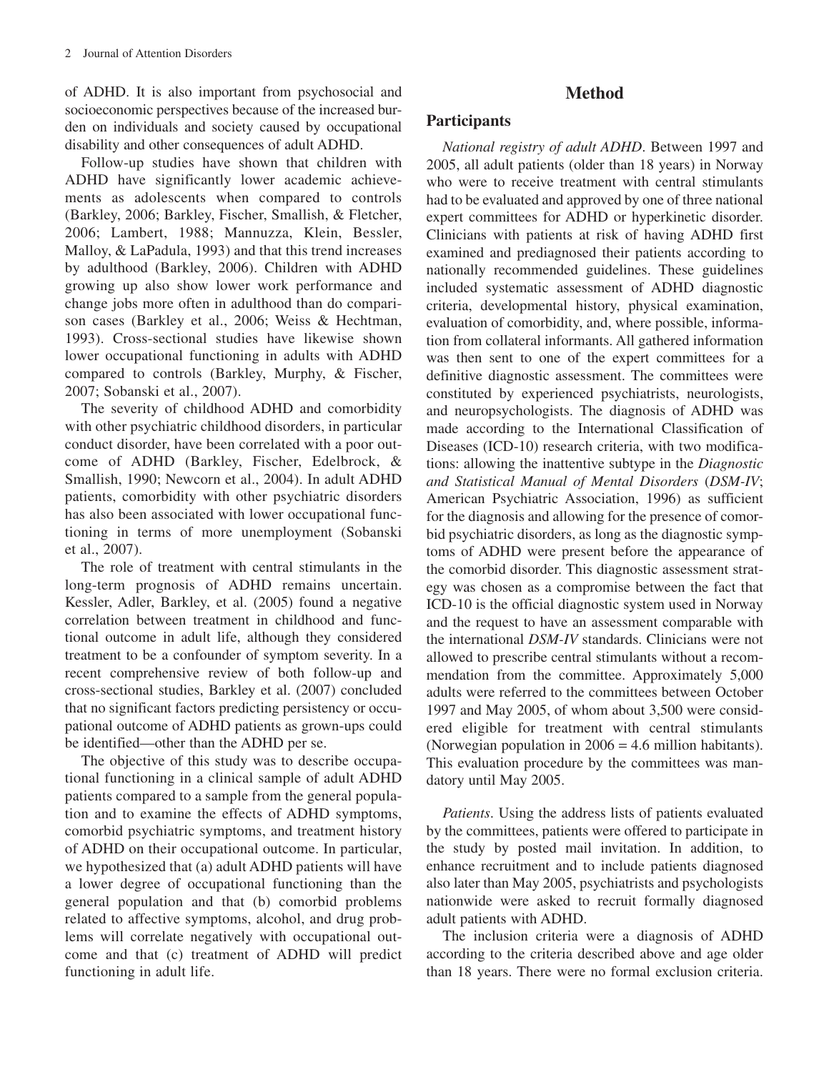of ADHD. It is also important from psychosocial and socioeconomic perspectives because of the increased burden on individuals and society caused by occupational disability and other consequences of adult ADHD.

Follow-up studies have shown that children with ADHD have significantly lower academic achievements as adolescents when compared to controls (Barkley, 2006; Barkley, Fischer, Smallish, & Fletcher, 2006; Lambert, 1988; Mannuzza, Klein, Bessler, Malloy, & LaPadula, 1993) and that this trend increases by adulthood (Barkley, 2006). Children with ADHD growing up also show lower work performance and change jobs more often in adulthood than do comparison cases (Barkley et al., 2006; Weiss & Hechtman, 1993). Cross-sectional studies have likewise shown lower occupational functioning in adults with ADHD compared to controls (Barkley, Murphy, & Fischer, 2007; Sobanski et al., 2007).

The severity of childhood ADHD and comorbidity with other psychiatric childhood disorders, in particular conduct disorder, have been correlated with a poor outcome of ADHD (Barkley, Fischer, Edelbrock, & Smallish, 1990; Newcorn et al., 2004). In adult ADHD patients, comorbidity with other psychiatric disorders has also been associated with lower occupational functioning in terms of more unemployment (Sobanski et al., 2007).

The role of treatment with central stimulants in the long-term prognosis of ADHD remains uncertain. Kessler, Adler, Barkley, et al. (2005) found a negative correlation between treatment in childhood and functional outcome in adult life, although they considered treatment to be a confounder of symptom severity. In a recent comprehensive review of both follow-up and cross-sectional studies, Barkley et al. (2007) concluded that no significant factors predicting persistency or occupational outcome of ADHD patients as grown-ups could be identified—other than the ADHD per se.

The objective of this study was to describe occupational functioning in a clinical sample of adult ADHD patients compared to a sample from the general population and to examine the effects of ADHD symptoms, comorbid psychiatric symptoms, and treatment history of ADHD on their occupational outcome. In particular, we hypothesized that (a) adult ADHD patients will have a lower degree of occupational functioning than the general population and that (b) comorbid problems related to affective symptoms, alcohol, and drug problems will correlate negatively with occupational outcome and that (c) treatment of ADHD will predict functioning in adult life.

# Method

## Participants

*National registry of adult ADHD*. Between 1997 and 2005, all adult patients (older than 18 years) in Norway who were to receive treatment with central stimulants had to be evaluated and approved by one of three national expert committees for ADHD or hyperkinetic disorder. Clinicians with patients at risk of having ADHD first examined and prediagnosed their patients according to nationally recommended guidelines. These guidelines included systematic assessment of ADHD diagnostic criteria, developmental history, physical examination, evaluation of comorbidity, and, where possible, information from collateral informants. All gathered information was then sent to one of the expert committees for a definitive diagnostic assessment. The committees were constituted by experienced psychiatrists, neurologists, and neuropsychologists. The diagnosis of ADHD was made according to the International Classification of Diseases (ICD-10) research criteria, with two modifications: allowing the inattentive subtype in the *Diagnostic and Statistical Manual of Mental Disorders* (*DSM-IV*; American Psychiatric Association, 1996) as sufficient for the diagnosis and allowing for the presence of comorbid psychiatric disorders, as long as the diagnostic symptoms of ADHD were present before the appearance of the comorbid disorder. This diagnostic assessment strategy was chosen as a compromise between the fact that ICD-10 is the official diagnostic system used in Norway and the request to have an assessment comparable with the international *DSM-IV* standards. Clinicians were not allowed to prescribe central stimulants without a recommendation from the committee. Approximately 5,000 adults were referred to the committees between October 1997 and May 2005, of whom about 3,500 were considered eligible for treatment with central stimulants (Norwegian population in 2006 = 4.6 million habitants). This evaluation procedure by the committees was mandatory until May 2005.

*Patients*. Using the address lists of patients evaluated by the committees, patients were offered to participate in the study by posted mail invitation. In addition, to enhance recruitment and to include patients diagnosed also later than May 2005, psychiatrists and psychologists nationwide were asked to recruit formally diagnosed adult patients with ADHD.

The inclusion criteria were a diagnosis of ADHD according to the criteria described above and age older than 18 years. There were no formal exclusion criteria.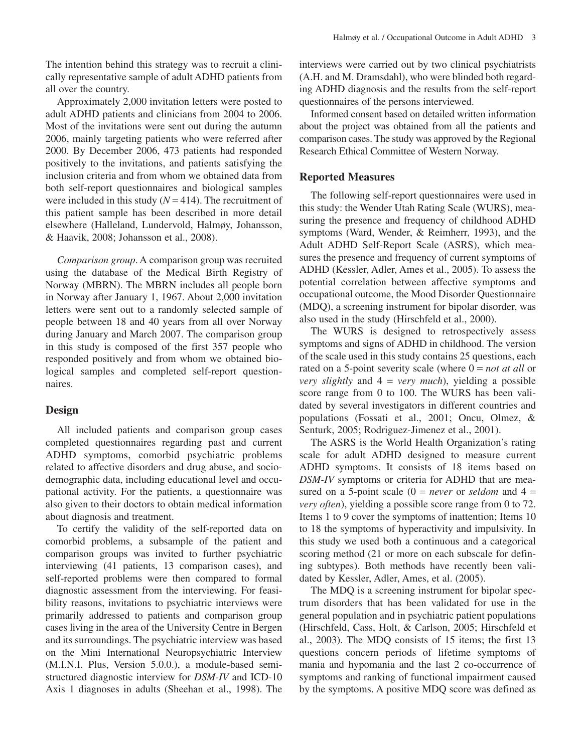The intention behind this strategy was to recruit a clinically representative sample of adult ADHD patients from all over the country.

Approximately 2,000 invitation letters were posted to adult ADHD patients and clinicians from 2004 to 2006. Most of the invitations were sent out during the autumn 2006, mainly targeting patients who were referred after 2000. By December 2006, 473 patients had responded positively to the invitations, and patients satisfying the inclusion criteria and from whom we obtained data from both self-report questionnaires and biological samples were included in this study ($N = 414$). The recruitment of this patient sample has been described in more detail elsewhere (Halleland, Lundervold, Halmøy, Johansson, & Haavik, 2008; Johansson et al., 2008).

*Comparison group*. A comparison group was recruited using the database of the Medical Birth Registry of Norway (MBRN). The MBRN includes all people born in Norway after January 1, 1967. About 2,000 invitation letters were sent out to a randomly selected sample of people between 18 and 40 years from all over Norway during January and March 2007. The comparison group in this study is composed of the first 357 people who responded positively and from whom we obtained biological samples and completed self-report questionnaires.

## Design

All included patients and comparison group cases completed questionnaires regarding past and current ADHD symptoms, comorbid psychiatric problems related to affective disorders and drug abuse, and sociodemographic data, including educational level and occupational activity. For the patients, a questionnaire was also given to their doctors to obtain medical information about diagnosis and treatment.

To certify the validity of the self-reported data on comorbid problems, a subsample of the patient and comparison groups was invited to further psychiatric interviewing (41 patients, 13 comparison cases), and self-reported problems were then compared to formal diagnostic assessment from the interviewing. For feasibility reasons, invitations to psychiatric interviews were primarily addressed to patients and comparison group cases living in the area of the University Centre in Bergen and its surroundings. The psychiatric interview was based on the Mini International Neuropsychiatric Interview (M.I.N.I. Plus, Version 5.0.0.), a module-based semistructured diagnostic interview for *DSM-IV* and ICD-10 Axis 1 diagnoses in adults (Sheehan et al., 1998). The interviews were carried out by two clinical psychiatrists (A.H. and M. Dramsdahl), who were blinded both regarding ADHD diagnosis and the results from the self-report questionnaires of the persons interviewed.

Informed consent based on detailed written information about the project was obtained from all the patients and comparison cases. The study was approved by the Regional Research Ethical Committee of Western Norway.

## Reported Measures

The following self-report questionnaires were used in this study: the Wender Utah Rating Scale (WURS), measuring the presence and frequency of childhood ADHD symptoms (Ward, Wender, & Reimherr, 1993), and the Adult ADHD Self-Report Scale (ASRS), which measures the presence and frequency of current symptoms of ADHD (Kessler, Adler, Ames et al., 2005). To assess the potential correlation between affective symptoms and occupational outcome, the Mood Disorder Questionnaire (MDQ), a screening instrument for bipolar disorder, was also used in the study (Hirschfeld et al., 2000).

The WURS is designed to retrospectively assess symptoms and signs of ADHD in childhood. The version of the scale used in this study contains 25 questions, each rated on a 5-point severity scale (where 0 = *not at all* or *very slightly* and 4 = *very much*), yielding a possible score range from 0 to 100. The WURS has been validated by several investigators in different countries and populations (Fossati et al., 2001; Oncu, Olmez, & Senturk, 2005; Rodriguez-Jimenez et al., 2001).

The ASRS is the World Health Organization's rating scale for adult ADHD designed to measure current ADHD symptoms. It consists of 18 items based on *DSM-IV* symptoms or criteria for ADHD that are measured on a 5-point scale (0 = *never* or *seldom* and 4 = *very often*), yielding a possible score range from 0 to 72. Items 1 to 9 cover the symptoms of inattention; Items 10 to 18 the symptoms of hyperactivity and impulsivity. In this study we used both a continuous and a categorical scoring method (21 or more on each subscale for defining subtypes). Both methods have recently been validated by Kessler, Adler, Ames, et al. (2005).

The MDQ is a screening instrument for bipolar spectrum disorders that has been validated for use in the general population and in psychiatric patient populations (Hirschfeld, Cass, Holt, & Carlson, 2005; Hirschfeld et al., 2003). The MDQ consists of 15 items; the first 13 questions concern periods of lifetime symptoms of mania and hypomania and the last 2 co-occurrence of symptoms and ranking of functional impairment caused by the symptoms. A positive MDQ score was defined as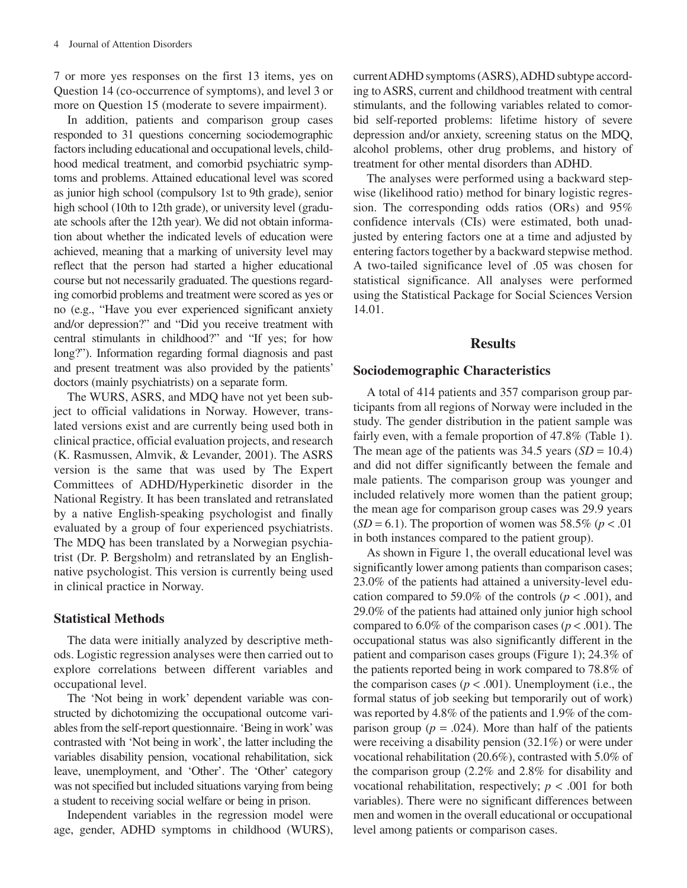7 or more yes responses on the first 13 items, yes on Question 14 (co-occurrence of symptoms), and level 3 or more on Question 15 (moderate to severe impairment).

In addition, patients and comparison group cases responded to 31 questions concerning sociodemographic factors including educational and occupational levels, childhood medical treatment, and comorbid psychiatric symptoms and problems. Attained educational level was scored as junior high school (compulsory 1st to 9th grade), senior high school (10th to 12th grade), or university level (graduate schools after the 12th year). We did not obtain information about whether the indicated levels of education were achieved, meaning that a marking of university level may reflect that the person had started a higher educational course but not necessarily graduated. The questions regarding comorbid problems and treatment were scored as yes or no (e.g., "Have you ever experienced significant anxiety and/or depression?" and "Did you receive treatment with central stimulants in childhood?" and "If yes; for how long?"). Information regarding formal diagnosis and past and present treatment was also provided by the patients' doctors (mainly psychiatrists) on a separate form.

The WURS, ASRS, and MDQ have not yet been subject to official validations in Norway. However, translated versions exist and are currently being used both in clinical practice, official evaluation projects, and research (K. Rasmussen, Almvik, & Levander, 2001). The ASRS version is the same that was used by The Expert Committees of ADHD/Hyperkinetic disorder in the National Registry. It has been translated and retranslated by a native English-speaking psychologist and finally evaluated by a group of four experienced psychiatrists. The MDQ has been translated by a Norwegian psychiatrist (Dr. P. Bergsholm) and retranslated by an English-native psychologist. This version is currently being used in clinical practice in Norway.

### Statistical Methods

The data were initially analyzed by descriptive methods. Logistic regression analyses were then carried out to explore correlations between different variables and occupational level.

The 'Not being in work' dependent variable was constructed by dichotomizing the occupational outcome variables from the self-report questionnaire. 'Being in work' was contrasted with 'Not being in work', the latter including the variables disability pension, vocational rehabilitation, sick leave, unemployment, and 'Other'. The 'Other' category was not specified but included situations varying from being a student to receiving social welfare or being in prison.

Independent variables in the regression model were age, gender, ADHD symptoms in childhood (WURS), current ADHD symptoms (ASRS), ADHD subtype according to ASRS, current and childhood treatment with central stimulants, and the following variables related to comorbid self-reported problems: lifetime history of severe depression and/or anxiety, screening status on the MDQ, alcohol problems, other drug problems, and history of treatment for other mental disorders than ADHD.

The analyses were performed using a backward stepwise (likelihood ratio) method for binary logistic regression. The corresponding odds ratios (ORs) and 95% confidence intervals (CIs) were estimated, both unadjusted by entering factors one at a time and adjusted by entering factors together by a backward stepwise method. A two-tailed significance level of .05 was chosen for statistical significance. All analyses were performed using the Statistical Package for Social Sciences Version 14.01.

## Results

### Sociodemographic Characteristics

A total of 414 patients and 357 comparison group participants from all regions of Norway were included in the study. The gender distribution in the patient sample was fairly even, with a female proportion of 47.8% (Table 1). The mean age of the patients was 34.5 years ($SD = 10.4$) and did not differ significantly between the female and male patients. The comparison group was younger and included relatively more women than the patient group; the mean age for comparison group cases was 29.9 years ($SD = 6.1$). The proportion of women was 58.5% ($p < .01$ in both instances compared to the patient group).

As shown in Figure 1, the overall educational level was significantly lower among patients than comparison cases; 23.0% of the patients had attained a university-level education compared to 59.0% of the controls ($p < .001$), and 29.0% of the patients had attained only junior high school compared to 6.0% of the comparison cases ($p < .001$). The occupational status was also significantly different in the patient and comparison cases groups (Figure 1); 24.3% of the patients reported being in work compared to 78.8% of the comparison cases ($p < .001$). Unemployment (i.e., the formal status of job seeking but temporarily out of work) was reported by 4.8% of the patients and 1.9% of the comparison group ($p = .024$). More than half of the patients were receiving a disability pension (32.1%) or were under vocational rehabilitation (20.6%), contrasted with 5.0% of the comparison group (2.2% and 2.8% for disability and vocational rehabilitation, respectively; $p < .001$ for both variables). There were no significant differences between men and women in the overall educational or occupational level among patients or comparison cases.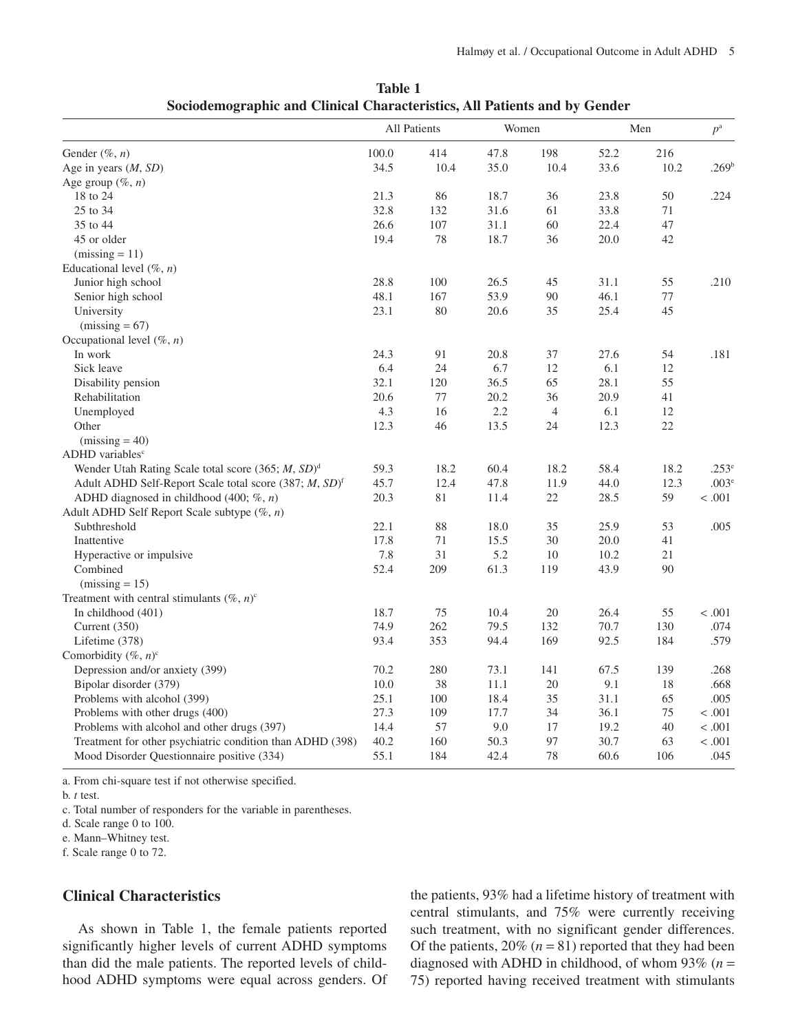**Table 1**
**Sociodemographic and Clinical Characteristics, All Patients and by Gender**

| | All Patients | | Women | | Men | | $p$[a] |
|---|---|---|---|---|---|---|---|
| Gender (%, *n*) | 100.0 | 414 | 47.8 | 198 | 52.2 | 216 | |
| Age in years (*M*, *SD*) | 34.5 | 10.4 | 35.0 | 10.4 | 33.6 | 10.2 | .269[b] |
| Age group (%, *n*) | | | | | | | |
| 18 to 24 | 21.3 | 86 | 18.7 | 36 | 23.8 | 50 | .224 |
| 25 to 34 | 32.8 | 132 | 31.6 | 61 | 33.8 | 71 | |
| 35 to 44 | 26.6 | 107 | 31.1 | 60 | 22.4 | 47 | |
| 45 or older | 19.4 | 78 | 18.7 | 36 | 20.0 | 42 | |
| (missing = 11) | | | | | | | |
| Educational level (%, *n*) | | | | | | | |
| Junior high school | 28.8 | 100 | 26.5 | 45 | 31.1 | 55 | .210 |
| Senior high school | 48.1 | 167 | 53.9 | 90 | 46.1 | 77 | |
| University | 23.1 | 80 | 20.6 | 35 | 25.4 | 45 | |
| (missing = 67) | | | | | | | |
| Occupational level (%, *n*) | | | | | | | |
| In work | 24.3 | 91 | 20.8 | 37 | 27.6 | 54 | .181 |
| Sick leave | 6.4 | 24 | 6.7 | 12 | 6.1 | 12 | |
| Disability pension | 32.1 | 120 | 36.5 | 65 | 28.1 | 55 | |
| Rehabilitation | 20.6 | 77 | 20.2 | 36 | 20.9 | 41 | |
| Unemployed | 4.3 | 16 | 2.2 | 4 | 6.1 | 12 | |
| Other | 12.3 | 46 | 13.5 | 24 | 12.3 | 22 | |
| (missing = 40) | | | | | | | |
| ADHD variables[c] | | | | | | | |
| Wender Utah Rating Scale total score (365; *M*, *SD*)[d] | 59.3 | 18.2 | 60.4 | 18.2 | 58.4 | 18.2 | .253[e] |
| Adult ADHD Self-Report Scale total score (387; *M*, *SD*)[f] | 45.7 | 12.4 | 47.8 | 11.9 | 44.0 | 12.3 | .003[e] |
| ADHD diagnosed in childhood (400; %, *n*) | 20.3 | 81 | 11.4 | 22 | 28.5 | 59 | < .001 |
| Adult ADHD Self Report Scale subtype (%, *n*) | | | | | | | |
| Subthreshold | 22.1 | 88 | 18.0 | 35 | 25.9 | 53 | .005 |
| Inattentive | 17.8 | 71 | 15.5 | 30 | 20.0 | 41 | |
| Hyperactive or impulsive | 7.8 | 31 | 5.2 | 10 | 10.2 | 21 | |
| Combined | 52.4 | 209 | 61.3 | 119 | 43.9 | 90 | |
| (missing = 15) | | | | | | | |
| Treatment with central stimulants (%, *n*)[c] | | | | | | | |
| In childhood (401) | 18.7 | 75 | 10.4 | 20 | 26.4 | 55 | < .001 |
| Current (350) | 74.9 | 262 | 79.5 | 132 | 70.7 | 130 | .074 |
| Lifetime (378) | 93.4 | 353 | 94.4 | 169 | 92.5 | 184 | .579 |
| Comorbidity (%, *n*)[c] | | | | | | | |
| Depression and/or anxiety (399) | 70.2 | 280 | 73.1 | 141 | 67.5 | 139 | .268 |
| Bipolar disorder (379) | 10.0 | 38 | 11.1 | 20 | 9.1 | 18 | .668 |
| Problems with alcohol (399) | 25.1 | 100 | 18.4 | 35 | 31.1 | 65 | .005 |
| Problems with other drugs (400) | 27.3 | 109 | 17.7 | 34 | 36.1 | 75 | < .001 |
| Problems with alcohol and other drugs (397) | 14.4 | 57 | 9.0 | 17 | 19.2 | 40 | < .001 |
| Treatment for other psychiatric condition than ADHD (398) | 40.2 | 160 | 50.3 | 97 | 30.7 | 63 | < .001 |
| Mood Disorder Questionnaire positive (334) | 55.1 | 184 | 42.4 | 78 | 60.6 | 106 | .045 |

a. From chi-square test if not otherwise specified.
b. *t* test.
c. Total number of responders for the variable in parentheses.
d. Scale range 0 to 100.
e. Mann–Whitney test.
f. Scale range 0 to 72.

## Clinical Characteristics

As shown in Table 1, the female patients reported significantly higher levels of current ADHD symptoms than did the male patients. The reported levels of childhood ADHD symptoms were equal across genders. Of the patients, 93% had a lifetime history of treatment with central stimulants, and 75% were currently receiving such treatment, with no significant gender differences. Of the patients, 20% ($n = 81$) reported that they had been diagnosed with ADHD in childhood, of whom 93% ($n = 75$) reported having received treatment with stimulants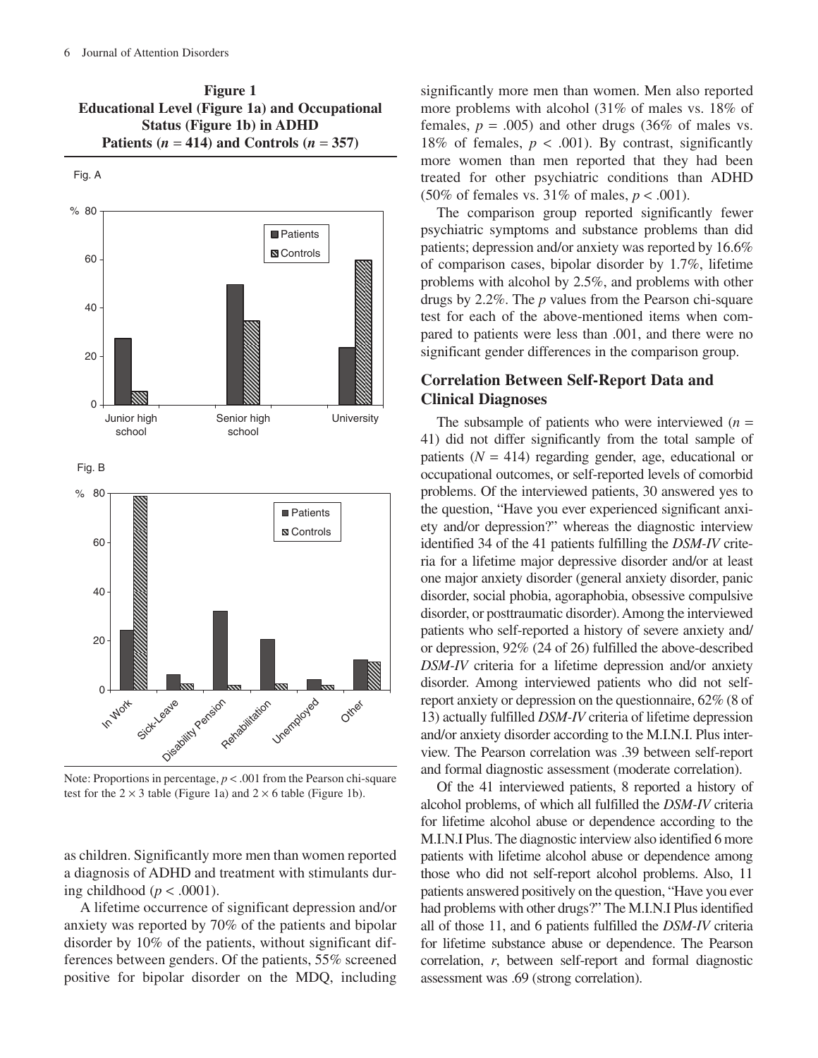**Figure 1**
**Educational Level (Figure 1a) and Occupational Status (Figure 1b) in ADHD Patients ($n$ = 414) and Controls ($n$ = 357)**

Note: Proportions in percentage, $p < .001$ from the Pearson chi-square test for the 2 × 3 table (Figure 1a) and 2 × 6 table (Figure 1b).

as children. Significantly more men than women reported a diagnosis of ADHD and treatment with stimulants during childhood ($p < .0001$).

A lifetime occurrence of significant depression and/or anxiety was reported by 70% of the patients and bipolar disorder by 10% of the patients, without significant differences between genders. Of the patients, 55% screened positive for bipolar disorder on the MDQ, including significantly more men than women. Men also reported more problems with alcohol (31% of males vs. 18% of females, $p = .005$) and other drugs (36% of males vs. 18% of females, $p < .001$). By contrast, significantly more women than men reported that they had been treated for other psychiatric conditions than ADHD (50% of females vs. 31% of males, $p < .001$).

The comparison group reported significantly fewer psychiatric symptoms and substance problems than did patients; depression and/or anxiety was reported by 16.6% of comparison cases, bipolar disorder by 1.7%, lifetime problems with alcohol by 2.5%, and problems with other drugs by 2.2%. The $p$ values from the Pearson chi-square test for each of the above-mentioned items when compared to patients were less than .001, and there were no significant gender differences in the comparison group.

## Correlation Between Self-Report Data and Clinical Diagnoses

The subsample of patients who were interviewed ($n$ = 41) did not differ significantly from the total sample of patients ($N$ = 414) regarding gender, age, educational or occupational outcomes, or self-reported levels of comorbid problems. Of the interviewed patients, 30 answered yes to the question, "Have you ever experienced significant anxiety and/or depression?" whereas the diagnostic interview identified 34 of the 41 patients fulfilling the *DSM-IV* criteria for a lifetime major depressive disorder and/or at least one major anxiety disorder (general anxiety disorder, panic disorder, social phobia, agoraphobia, obsessive compulsive disorder, or posttraumatic disorder). Among the interviewed patients who self-reported a history of severe anxiety and/or depression, 92% (24 of 26) fulfilled the above-described *DSM-IV* criteria for a lifetime depression and/or anxiety disorder. Among interviewed patients who did not self-report anxiety or depression on the questionnaire, 62% (8 of 13) actually fulfilled *DSM-IV* criteria of lifetime depression and/or anxiety disorder according to the M.I.N.I. Plus interview. The Pearson correlation was .39 between self-report and formal diagnostic assessment (moderate correlation).

Of the 41 interviewed patients, 8 reported a history of alcohol problems, of which all fulfilled the *DSM-IV* criteria for lifetime alcohol abuse or dependence according to the M.I.N.I Plus. The diagnostic interview also identified 6 more patients with lifetime alcohol abuse or dependence among those who did not self-report alcohol problems. Also, 11 patients answered positively on the question, "Have you ever had problems with other drugs?" The M.I.N.I Plus identified all of those 11, and 6 patients fulfilled the *DSM-IV* criteria for lifetime substance abuse or dependence. The Pearson correlation, $r$, between self-report and formal diagnostic assessment was .69 (strong correlation).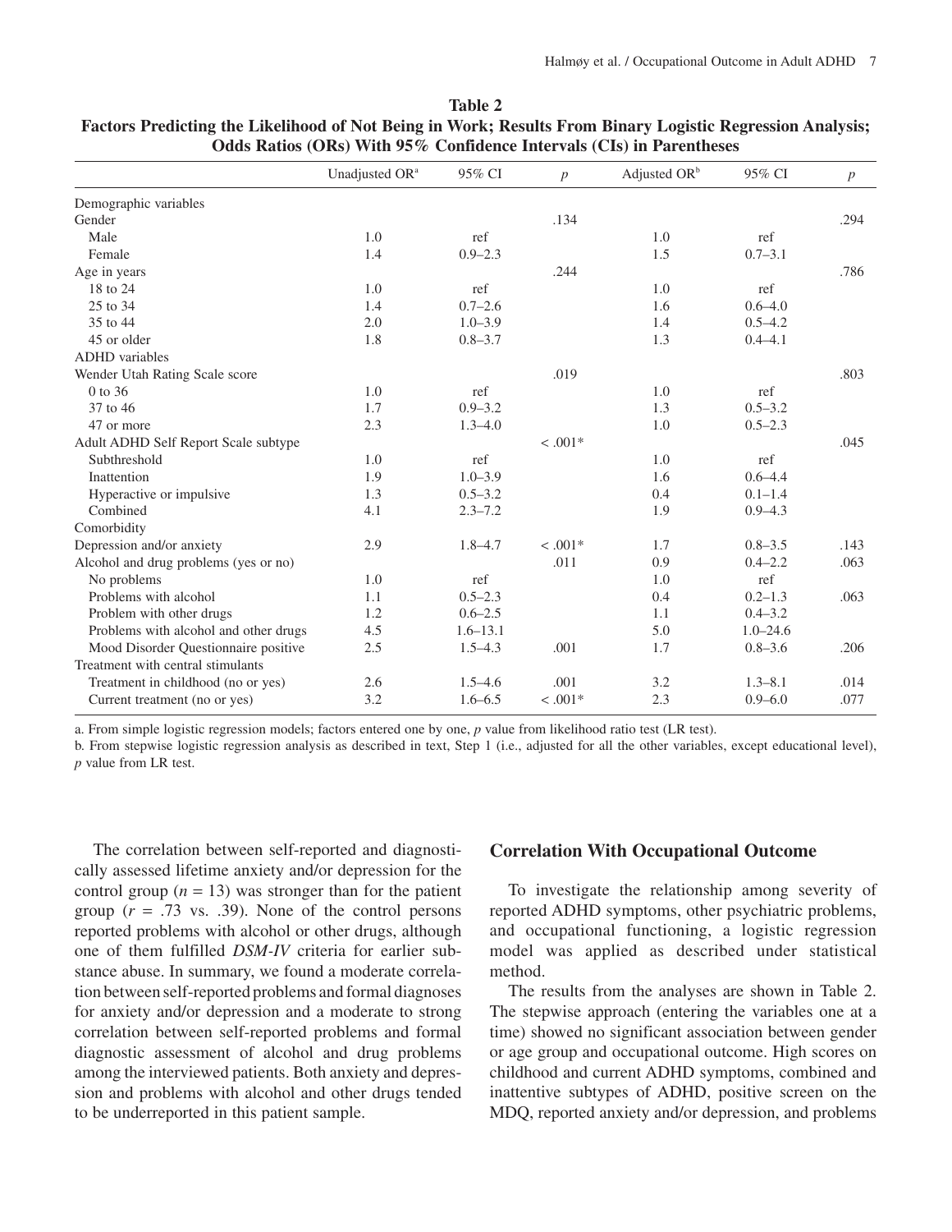**Table 2**
**Factors Predicting the Likelihood of Not Being in Work; Results From Binary Logistic Regression Analysis; Odds Ratios (ORs) With 95% Confidence Intervals (CIs) in Parentheses**

| | Unadjusted OR[a] | 95% CI | *p* | Adjusted OR[b] | 95% CI | *p* |
|---|---|---|---|---|---|---|
| Demographic variables | | | | | | |
| Gender | | | .134 | | | .294 |
| Male | 1.0 | ref | | 1.0 | ref | |
| Female | 1.4 | 0.9–2.3 | | 1.5 | 0.7–3.1 | |
| Age in years | | | .244 | | | .786 |
| 18 to 24 | 1.0 | ref | | 1.0 | ref | |
| 25 to 34 | 1.4 | 0.7–2.6 | | 1.6 | 0.6–4.0 | |
| 35 to 44 | 2.0 | 1.0–3.9 | | 1.4 | 0.5–4.2 | |
| 45 or older | 1.8 | 0.8–3.7 | | 1.3 | 0.4–4.1 | |
| ADHD variables | | | | | | |
| Wender Utah Rating Scale score | | | .019 | | | .803 |
| 0 to 36 | 1.0 | ref | | 1.0 | ref | |
| 37 to 46 | 1.7 | 0.9–3.2 | | 1.3 | 0.5–3.2 | |
| 47 or more | 2.3 | 1.3–4.0 | | 1.0 | 0.5–2.3 | |
| Adult ADHD Self Report Scale subtype | | | < .001* | | | .045 |
| Subthreshold | 1.0 | ref | | 1.0 | ref | |
| Inattention | 1.9 | 1.0–3.9 | | 1.6 | 0.6–4.4 | |
| Hyperactive or impulsive | 1.3 | 0.5–3.2 | | 0.4 | 0.1–1.4 | |
| Combined | 4.1 | 2.3–7.2 | | 1.9 | 0.9–4.3 | |
| Comorbidity | | | | | | |
| Depression and/or anxiety | 2.9 | 1.8–4.7 | < .001* | 1.7 | 0.8–3.5 | .143 |
| Alcohol and drug problems (yes or no) | | | .011 | 0.9 | 0.4–2.2 | .063 |
| No problems | 1.0 | ref | | 1.0 | ref | |
| Problems with alcohol | 1.1 | 0.5–2.3 | | 0.4 | 0.2–1.3 | .063 |
| Problem with other drugs | 1.2 | 0.6–2.5 | | 1.1 | 0.4–3.2 | |
| Problems with alcohol and other drugs | 4.5 | 1.6–13.1 | | 5.0 | 1.0–24.6 | |
| Mood Disorder Questionnaire positive | 2.5 | 1.5–4.3 | .001 | 1.7 | 0.8–3.6 | .206 |
| Treatment with central stimulants | | | | | | |
| Treatment in childhood (no or yes) | 2.6 | 1.5–4.6 | .001 | 3.2 | 1.3–8.1 | .014 |
| Current treatment (no or yes) | 3.2 | 1.6–6.5 | < .001* | 2.3 | 0.9–6.0 | .077 |

a. From simple logistic regression models; factors entered one by one, *p* value from likelihood ratio test (LR test).
b. From stepwise logistic regression analysis as described in text, Step 1 (i.e., adjusted for all the other variables, except educational level), *p* value from LR test.

The correlation between self-reported and diagnostically assessed lifetime anxiety and/or depression for the control group ($n = 13$) was stronger than for the patient group ($r = .73$ vs. .39). None of the control persons reported problems with alcohol or other drugs, although one of them fulfilled *DSM-IV* criteria for earlier substance abuse. In summary, we found a moderate correlation between self-reported problems and formal diagnoses for anxiety and/or depression and a moderate to strong correlation between self-reported problems and formal diagnostic assessment of alcohol and drug problems among the interviewed patients. Both anxiety and depression and problems with alcohol and other drugs tended to be underreported in this patient sample.

## Correlation With Occupational Outcome

To investigate the relationship among severity of reported ADHD symptoms, other psychiatric problems, and occupational functioning, a logistic regression model was applied as described under statistical method.

The results from the analyses are shown in Table 2. The stepwise approach (entering the variables one at a time) showed no significant association between gender or age group and occupational outcome. High scores on childhood and current ADHD symptoms, combined and inattentive subtypes of ADHD, positive screen on the MDQ, reported anxiety and/or depression, and problems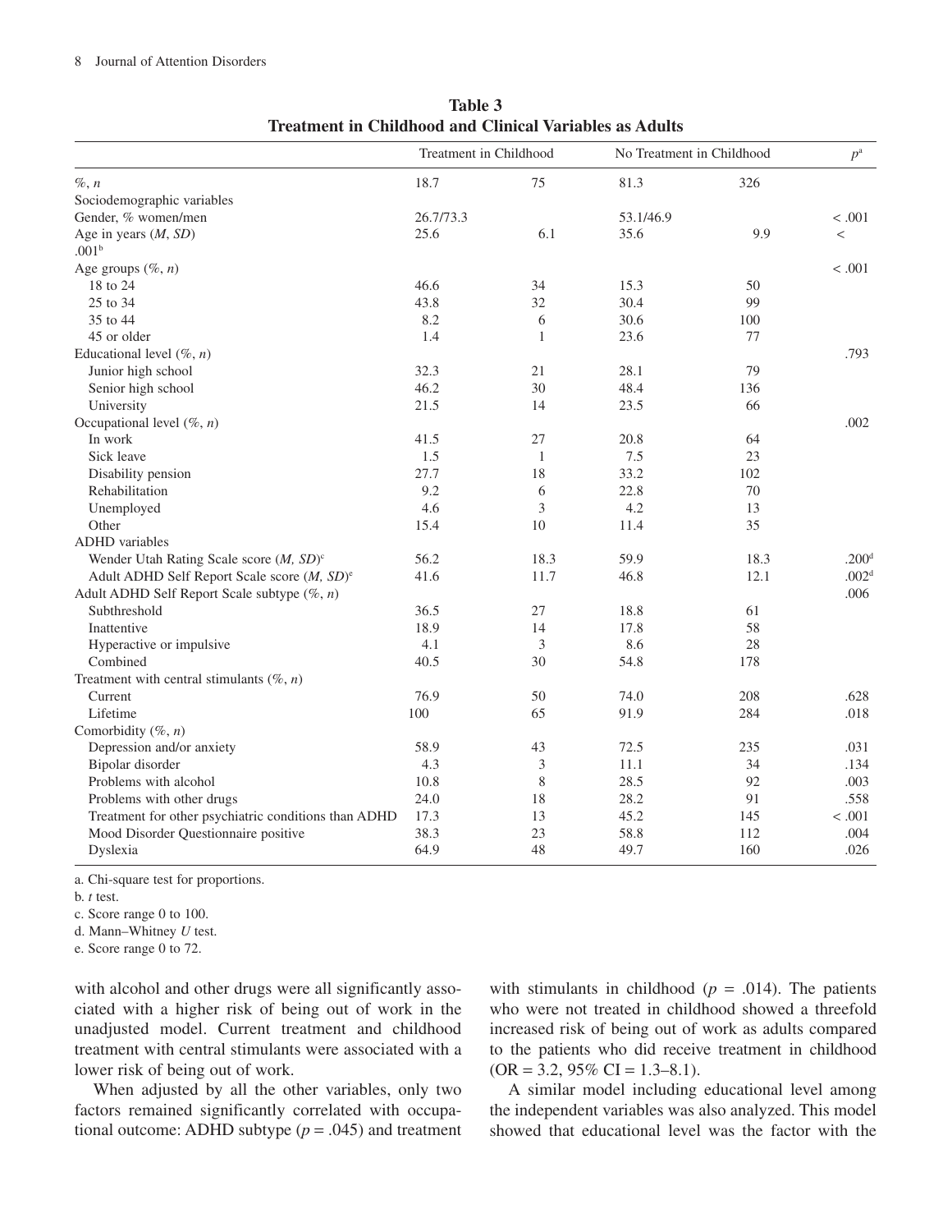**Table 3**
**Treatment in Childhood and Clinical Variables as Adults**

| | Treatment in Childhood | | No Treatment in Childhood | | $p$[a] |
|---|---|---|---|---|---|
| %, *n* | 18.7 | 75 | 81.3 | 326 | |
| Sociodemographic variables | | | | | |
| Gender, % women/men | 26.7/73.3 | | 53.1/46.9 | | < .001 |
| Age in years (*M*, *SD*) | 25.6 | 6.1 | 35.6 | 9.9 | < .001[b] |
| Age groups (%, *n*) | | | | | < .001 |
| 18 to 24 | 46.6 | 34 | 15.3 | 50 | |
| 25 to 34 | 43.8 | 32 | 30.4 | 99 | |
| 35 to 44 | 8.2 | 6 | 30.6 | 100 | |
| 45 or older | 1.4 | 1 | 23.6 | 77 | |
| Educational level (%, *n*) | | | | | .793 |
| Junior high school | 32.3 | 21 | 28.1 | 79 | |
| Senior high school | 46.2 | 30 | 48.4 | 136 | |
| University | 21.5 | 14 | 23.5 | 66 | |
| Occupational level (%, *n*) | | | | | .002 |
| In work | 41.5 | 27 | 20.8 | 64 | |
| Sick leave | 1.5 | 1 | 7.5 | 23 | |
| Disability pension | 27.7 | 18 | 33.2 | 102 | |
| Rehabilitation | 9.2 | 6 | 22.8 | 70 | |
| Unemployed | 4.6 | 3 | 4.2 | 13 | |
| Other | 15.4 | 10 | 11.4 | 35 | |
| ADHD variables | | | | | |
| Wender Utah Rating Scale score (*M*, *SD*)[c] | 56.2 | 18.3 | 59.9 | 18.3 | .200[d] |
| Adult ADHD Self Report Scale score (*M*, *SD*)[e] | 41.6 | 11.7 | 46.8 | 12.1 | .002[d] |
| Adult ADHD Self Report Scale subtype (%, *n*) | | | | | .006 |
| Subthreshold | 36.5 | 27 | 18.8 | 61 | |
| Inattentive | 18.9 | 14 | 17.8 | 58 | |
| Hyperactive or impulsive | 4.1 | 3 | 8.6 | 28 | |
| Combined | 40.5 | 30 | 54.8 | 178 | |
| Treatment with central stimulants (%, *n*) | | | | | |
| Current | 76.9 | 50 | 74.0 | 208 | .628 |
| Lifetime | 100 | 65 | 91.9 | 284 | .018 |
| Comorbidity (%, *n*) | | | | | |
| Depression and/or anxiety | 58.9 | 43 | 72.5 | 235 | .031 |
| Bipolar disorder | 4.3 | 3 | 11.1 | 34 | .134 |
| Problems with alcohol | 10.8 | 8 | 28.5 | 92 | .003 |
| Problems with other drugs | 24.0 | 18 | 28.2 | 91 | .558 |
| Treatment for other psychiatric conditions than ADHD | 17.3 | 13 | 45.2 | 145 | < .001 |
| Mood Disorder Questionnaire positive | 38.3 | 23 | 58.8 | 112 | .004 |
| Dyslexia | 64.9 | 48 | 49.7 | 160 | .026 |

a. Chi-square test for proportions.
b. *t* test.
c. Score range 0 to 100.
d. Mann–Whitney *U* test.
e. Score range 0 to 72.

with alcohol and other drugs were all significantly associated with a higher risk of being out of work in the unadjusted model. Current treatment and childhood treatment with central stimulants were associated with a lower risk of being out of work.

When adjusted by all the other variables, only two factors remained significantly correlated with occupational outcome: ADHD subtype ($p = .045$) and treatment with stimulants in childhood ($p = .014$). The patients who were not treated in childhood showed a threefold increased risk of being out of work as adults compared to the patients who did receive treatment in childhood (OR = 3.2, 95% CI = 1.3–8.1).

A similar model including educational level among the independent variables was also analyzed. This model showed that educational level was the factor with the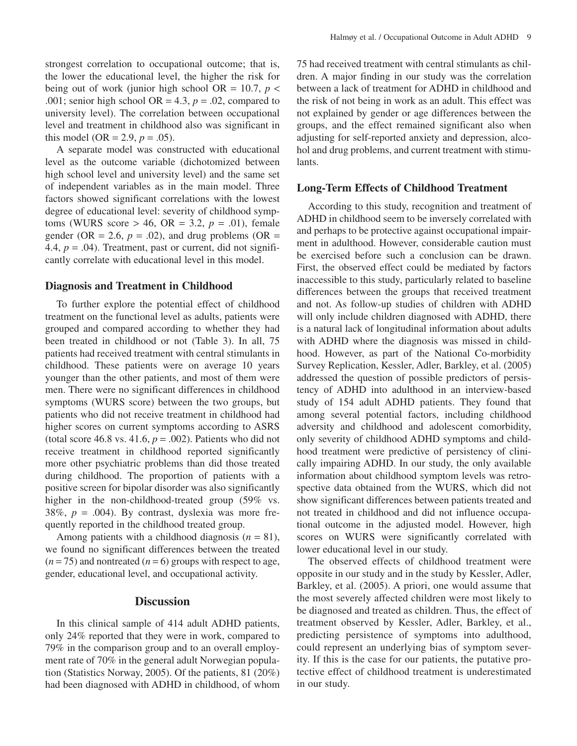strongest correlation to occupational outcome; that is, the lower the educational level, the higher the risk for being out of work (junior high school OR = 10.7, $p < .001$; senior high school OR = 4.3, $p = .02$, compared to university level). The correlation between occupational level and treatment in childhood also was significant in this model (OR = 2.9, $p = .05$).

A separate model was constructed with educational level as the outcome variable (dichotomized between high school level and university level) and the same set of independent variables as in the main model. Three factors showed significant correlations with the lowest degree of educational level: severity of childhood symptoms (WURS score > 46, OR = 3.2, $p = .01$), female gender (OR = 2.6, $p = .02$), and drug problems (OR = 4.4, $p = .04$). Treatment, past or current, did not significantly correlate with educational level in this model.

### Diagnosis and Treatment in Childhood

To further explore the potential effect of childhood treatment on the functional level as adults, patients were grouped and compared according to whether they had been treated in childhood or not (Table 3). In all, 75 patients had received treatment with central stimulants in childhood. These patients were on average 10 years younger than the other patients, and most of them were men. There were no significant differences in childhood symptoms (WURS score) between the two groups, but patients who did not receive treatment in childhood had higher scores on current symptoms according to ASRS (total score 46.8 vs. 41.6, $p = .002$). Patients who did not receive treatment in childhood reported significantly more other psychiatric problems than did those treated during childhood. The proportion of patients with a positive screen for bipolar disorder was also significantly higher in the non-childhood-treated group (59% vs. 38%, $p = .004$). By contrast, dyslexia was more frequently reported in the childhood treated group.

Among patients with a childhood diagnosis ($n = 81$), we found no significant differences between the treated ($n = 75$) and nontreated ($n = 6$) groups with respect to age, gender, educational level, and occupational activity.

## Discussion

In this clinical sample of 414 adult ADHD patients, only 24% reported that they were in work, compared to 79% in the comparison group and to an overall employment rate of 70% in the general adult Norwegian population (Statistics Norway, 2005). Of the patients, 81 (20%) had been diagnosed with ADHD in childhood, of whom 75 had received treatment with central stimulants as children. A major finding in our study was the correlation between a lack of treatment for ADHD in childhood and the risk of not being in work as an adult. This effect was not explained by gender or age differences between the groups, and the effect remained significant also when adjusting for self-reported anxiety and depression, alcohol and drug problems, and current treatment with stimulants.

### Long-Term Effects of Childhood Treatment

According to this study, recognition and treatment of ADHD in childhood seem to be inversely correlated with and perhaps to be protective against occupational impairment in adulthood. However, considerable caution must be exercised before such a conclusion can be drawn. First, the observed effect could be mediated by factors inaccessible to this study, particularly related to baseline differences between the groups that received treatment and not. As follow-up studies of children with ADHD will only include children diagnosed with ADHD, there is a natural lack of longitudinal information about adults with ADHD where the diagnosis was missed in childhood. However, as part of the National Co-morbidity Survey Replication, Kessler, Adler, Barkley, et al. (2005) addressed the question of possible predictors of persistency of ADHD into adulthood in an interview-based study of 154 adult ADHD patients. They found that among several potential factors, including childhood adversity and childhood and adolescent comorbidity, only severity of childhood ADHD symptoms and childhood treatment were predictive of persistency of clinically impairing ADHD. In our study, the only available information about childhood symptom levels was retrospective data obtained from the WURS, which did not show significant differences between patients treated and not treated in childhood and did not influence occupational outcome in the adjusted model. However, high scores on WURS were significantly correlated with lower educational level in our study.

The observed effects of childhood treatment were opposite in our study and in the study by Kessler, Adler, Barkley, et al. (2005). A priori, one would assume that the most severely affected children were most likely to be diagnosed and treated as children. Thus, the effect of treatment observed by Kessler, Adler, Barkley, et al., predicting persistence of symptoms into adulthood, could represent an underlying bias of symptom severity. If this is the case for our patients, the putative protective effect of childhood treatment is underestimated in our study.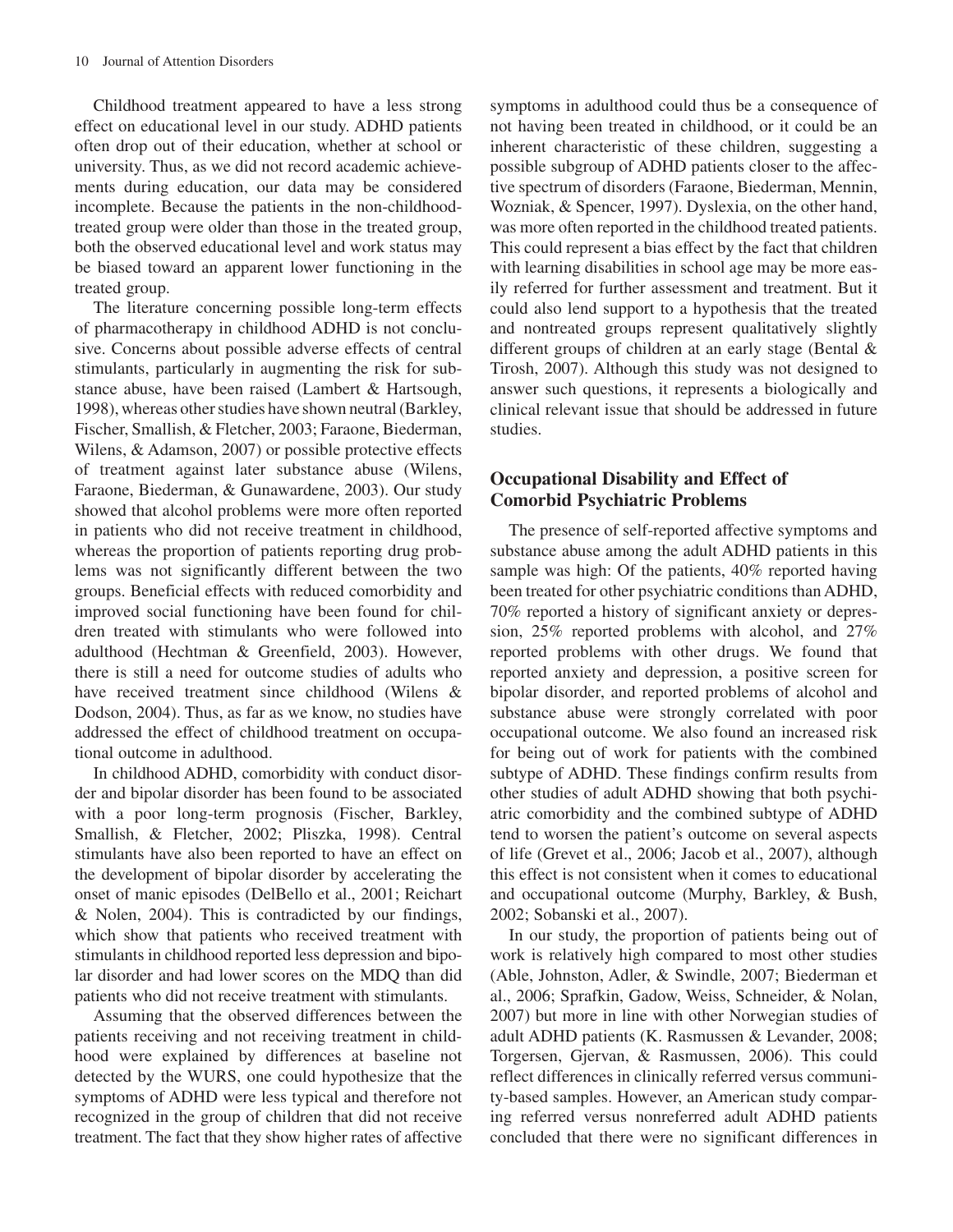Childhood treatment appeared to have a less strong effect on educational level in our study. ADHD patients often drop out of their education, whether at school or university. Thus, as we did not record academic achievements during education, our data may be considered incomplete. Because the patients in the non-childhood-treated group were older than those in the treated group, both the observed educational level and work status may be biased toward an apparent lower functioning in the treated group.

The literature concerning possible long-term effects of pharmacotherapy in childhood ADHD is not conclusive. Concerns about possible adverse effects of central stimulants, particularly in augmenting the risk for substance abuse, have been raised (Lambert & Hartsough, 1998), whereas other studies have shown neutral (Barkley, Fischer, Smallish, & Fletcher, 2003; Faraone, Biederman, Wilens, & Adamson, 2007) or possible protective effects of treatment against later substance abuse (Wilens, Faraone, Biederman, & Gunawardene, 2003). Our study showed that alcohol problems were more often reported in patients who did not receive treatment in childhood, whereas the proportion of patients reporting drug problems was not significantly different between the two groups. Beneficial effects with reduced comorbidity and improved social functioning have been found for children treated with stimulants who were followed into adulthood (Hechtman & Greenfield, 2003). However, there is still a need for outcome studies of adults who have received treatment since childhood (Wilens & Dodson, 2004). Thus, as far as we know, no studies have addressed the effect of childhood treatment on occupational outcome in adulthood.

In childhood ADHD, comorbidity with conduct disorder and bipolar disorder has been found to be associated with a poor long-term prognosis (Fischer, Barkley, Smallish, & Fletcher, 2002; Pliszka, 1998). Central stimulants have also been reported to have an effect on the development of bipolar disorder by accelerating the onset of manic episodes (DelBello et al., 2001; Reichart & Nolen, 2004). This is contradicted by our findings, which show that patients who received treatment with stimulants in childhood reported less depression and bipolar disorder and had lower scores on the MDQ than did patients who did not receive treatment with stimulants.

Assuming that the observed differences between the patients receiving and not receiving treatment in childhood were explained by differences at baseline not detected by the WURS, one could hypothesize that the symptoms of ADHD were less typical and therefore not recognized in the group of children that did not receive treatment. The fact that they show higher rates of affective symptoms in adulthood could thus be a consequence of not having been treated in childhood, or it could be an inherent characteristic of these children, suggesting a possible subgroup of ADHD patients closer to the affective spectrum of disorders (Faraone, Biederman, Mennin, Wozniak, & Spencer, 1997). Dyslexia, on the other hand, was more often reported in the childhood treated patients. This could represent a bias effect by the fact that children with learning disabilities in school age may be more easily referred for further assessment and treatment. But it could also lend support to a hypothesis that the treated and nontreated groups represent qualitatively slightly different groups of children at an early stage (Bental & Tirosh, 2007). Although this study was not designed to answer such questions, it represents a biologically and clinical relevant issue that should be addressed in future studies.

## Occupational Disability and Effect of Comorbid Psychiatric Problems

The presence of self-reported affective symptoms and substance abuse among the adult ADHD patients in this sample was high: Of the patients, 40% reported having been treated for other psychiatric conditions than ADHD, 70% reported a history of significant anxiety or depression, 25% reported problems with alcohol, and 27% reported problems with other drugs. We found that reported anxiety and depression, a positive screen for bipolar disorder, and reported problems of alcohol and substance abuse were strongly correlated with poor occupational outcome. We also found an increased risk for being out of work for patients with the combined subtype of ADHD. These findings confirm results from other studies of adult ADHD showing that both psychiatric comorbidity and the combined subtype of ADHD tend to worsen the patient's outcome on several aspects of life (Grevet et al., 2006; Jacob et al., 2007), although this effect is not consistent when it comes to educational and occupational outcome (Murphy, Barkley, & Bush, 2002; Sobanski et al., 2007).

In our study, the proportion of patients being out of work is relatively high compared to most other studies (Able, Johnston, Adler, & Swindle, 2007; Biederman et al., 2006; Sprafkin, Gadow, Weiss, Schneider, & Nolan, 2007) but more in line with other Norwegian studies of adult ADHD patients (K. Rasmussen & Levander, 2008; Torgersen, Gjervan, & Rasmussen, 2006). This could reflect differences in clinically referred versus community-based samples. However, an American study comparing referred versus nonreferred adult ADHD patients concluded that there were no significant differences in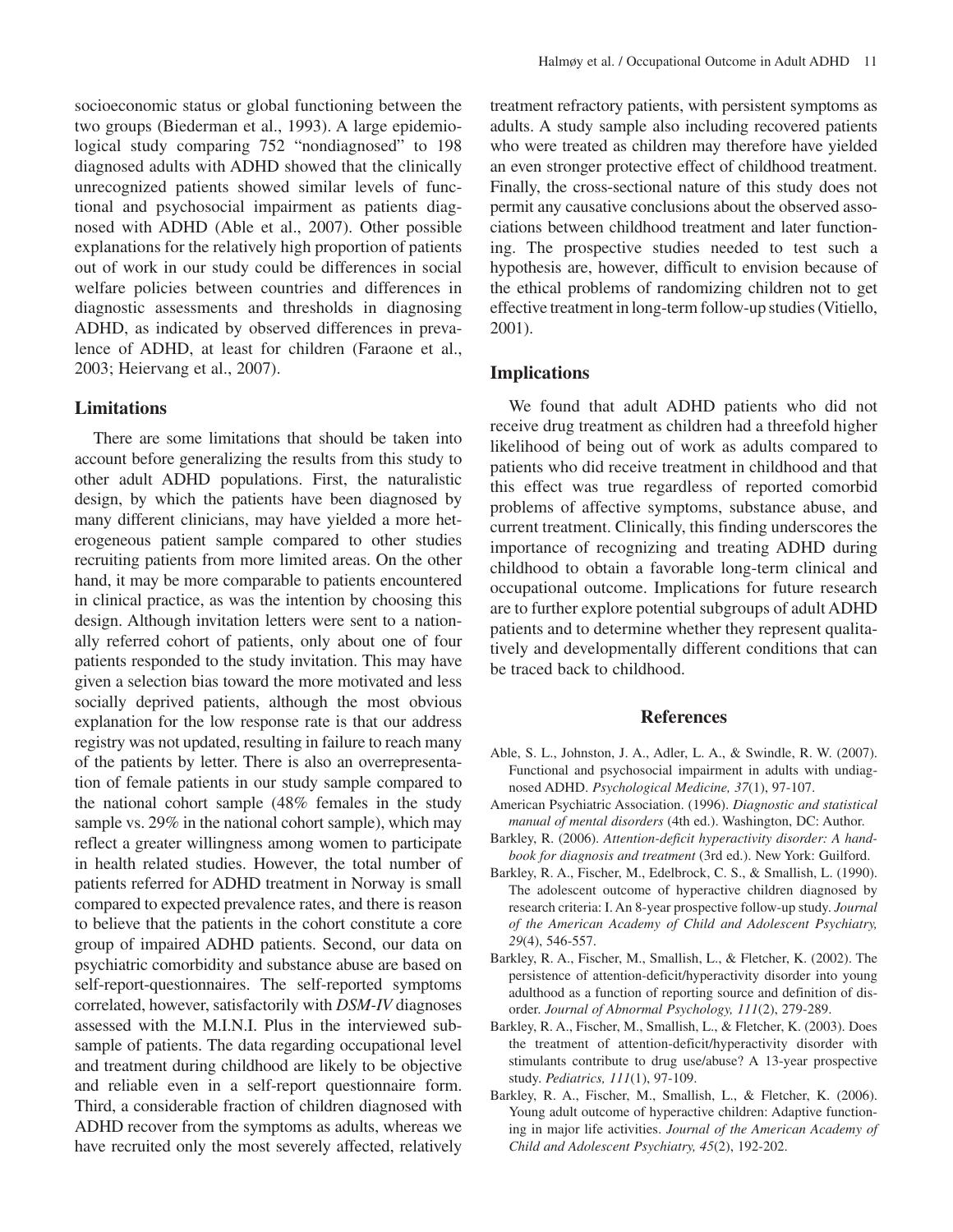socioeconomic status or global functioning between the two groups (Biederman et al., 1993). A large epidemiological study comparing 752 "nondiagnosed" to 198 diagnosed adults with ADHD showed that the clinically unrecognized patients showed similar levels of functional and psychosocial impairment as patients diagnosed with ADHD (Able et al., 2007). Other possible explanations for the relatively high proportion of patients out of work in our study could be differences in social welfare policies between countries and differences in diagnostic assessments and thresholds in diagnosing ADHD, as indicated by observed differences in prevalence of ADHD, at least for children (Faraone et al., 2003; Heiervang et al., 2007).

## Limitations

There are some limitations that should be taken into account before generalizing the results from this study to other adult ADHD populations. First, the naturalistic design, by which the patients have been diagnosed by many different clinicians, may have yielded a more heterogeneous patient sample compared to other studies recruiting patients from more limited areas. On the other hand, it may be more comparable to patients encountered in clinical practice, as was the intention by choosing this design. Although invitation letters were sent to a nationally referred cohort of patients, only about one of four patients responded to the study invitation. This may have given a selection bias toward the more motivated and less socially deprived patients, although the most obvious explanation for the low response rate is that our address registry was not updated, resulting in failure to reach many of the patients by letter. There is also an overrepresentation of female patients in our study sample compared to the national cohort sample (48% females in the study sample vs. 29% in the national cohort sample), which may reflect a greater willingness among women to participate in health related studies. However, the total number of patients referred for ADHD treatment in Norway is small compared to expected prevalence rates, and there is reason to believe that the patients in the cohort constitute a core group of impaired ADHD patients. Second, our data on psychiatric comorbidity and substance abuse are based on self-report-questionnaires. The self-reported symptoms correlated, however, satisfactorily with *DSM-IV* diagnoses assessed with the M.I.N.I. Plus in the interviewed subsample of patients. The data regarding occupational level and treatment during childhood are likely to be objective and reliable even in a self-report questionnaire form. Third, a considerable fraction of children diagnosed with ADHD recover from the symptoms as adults, whereas we have recruited only the most severely affected, relatively treatment refractory patients, with persistent symptoms as adults. A study sample also including recovered patients who were treated as children may therefore have yielded an even stronger protective effect of childhood treatment. Finally, the cross-sectional nature of this study does not permit any causative conclusions about the observed associations between childhood treatment and later functioning. The prospective studies needed to test such a hypothesis are, however, difficult to envision because of the ethical problems of randomizing children not to get effective treatment in long-term follow-up studies (Vitiello, 2001).

## Implications

We found that adult ADHD patients who did not receive drug treatment as children had a threefold higher likelihood of being out of work as adults compared to patients who did receive treatment in childhood and that this effect was true regardless of reported comorbid problems of affective symptoms, substance abuse, and current treatment. Clinically, this finding underscores the importance of recognizing and treating ADHD during childhood to obtain a favorable long-term clinical and occupational outcome. Implications for future research are to further explore potential subgroups of adult ADHD patients and to determine whether they represent qualitatively and developmentally different conditions that can be traced back to childhood.

## References

Able, S. L., Johnston, J. A., Adler, L. A., & Swindle, R. W. (2007). Functional and psychosocial impairment in adults with undiagnosed ADHD. *Psychological Medicine, 37*(1), 97-107.

American Psychiatric Association. (1996). *Diagnostic and statistical manual of mental disorders* (4th ed.). Washington, DC: Author.

Barkley, R. (2006). *Attention-deficit hyperactivity disorder: A handbook for diagnosis and treatment* (3rd ed.). New York: Guilford.

Barkley, R. A., Fischer, M., Edelbrock, C. S., & Smallish, L. (1990). The adolescent outcome of hyperactive children diagnosed by research criteria: I. An 8-year prospective follow-up study. *Journal of the American Academy of Child and Adolescent Psychiatry, 29*(4), 546-557.

Barkley, R. A., Fischer, M., Smallish, L., & Fletcher, K. (2002). The persistence of attention-deficit/hyperactivity disorder into young adulthood as a function of reporting source and definition of disorder. *Journal of Abnormal Psychology, 111*(2), 279-289.

Barkley, R. A., Fischer, M., Smallish, L., & Fletcher, K. (2003). Does the treatment of attention-deficit/hyperactivity disorder with stimulants contribute to drug use/abuse? A 13-year prospective study. *Pediatrics, 111*(1), 97-109.

Barkley, R. A., Fischer, M., Smallish, L., & Fletcher, K. (2006). Young adult outcome of hyperactive children: Adaptive functioning in major life activities. *Journal of the American Academy of Child and Adolescent Psychiatry, 45*(2), 192-202.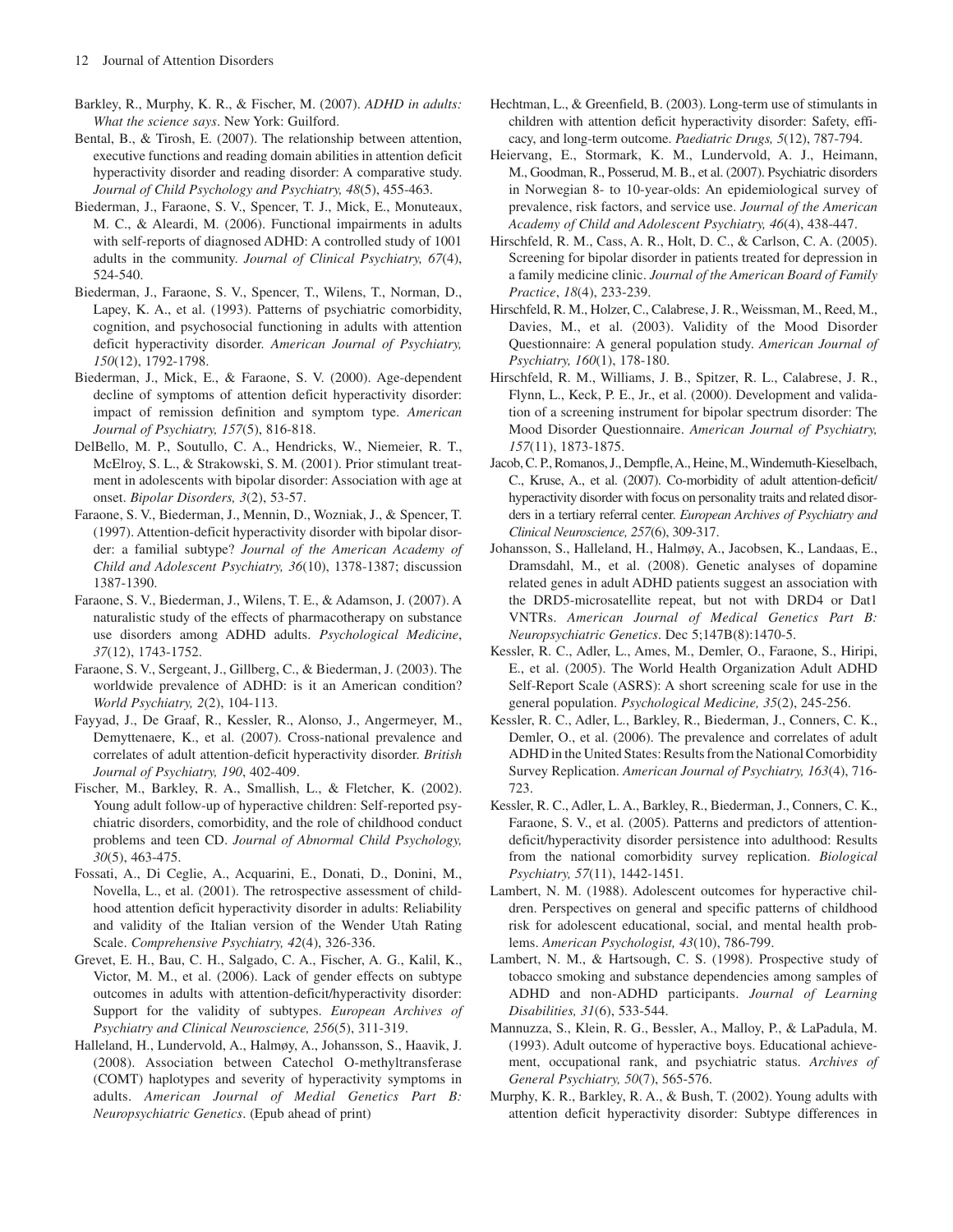Barkley, R., Murphy, K. R., & Fischer, M. (2007). *ADHD in adults: What the science says*. New York: Guilford.

Bental, B., & Tirosh, E. (2007). The relationship between attention, executive functions and reading domain abilities in attention deficit hyperactivity disorder and reading disorder: A comparative study. *Journal of Child Psychology and Psychiatry, 48*(5), 455-463.

Biederman, J., Faraone, S. V., Spencer, T. J., Mick, E., Monuteaux, M. C., & Aleardi, M. (2006). Functional impairments in adults with self-reports of diagnosed ADHD: A controlled study of 1001 adults in the community. *Journal of Clinical Psychiatry, 67*(4), 524-540.

Biederman, J., Faraone, S. V., Spencer, T., Wilens, T., Norman, D., Lapey, K. A., et al. (1993). Patterns of psychiatric comorbidity, cognition, and psychosocial functioning in adults with attention deficit hyperactivity disorder. *American Journal of Psychiatry, 150*(12), 1792-1798.

Biederman, J., Mick, E., & Faraone, S. V. (2000). Age-dependent decline of symptoms of attention deficit hyperactivity disorder: impact of remission definition and symptom type. *American Journal of Psychiatry, 157*(5), 816-818.

DelBello, M. P., Soutullo, C. A., Hendricks, W., Niemeier, R. T., McElroy, S. L., & Strakowski, S. M. (2001). Prior stimulant treatment in adolescents with bipolar disorder: Association with age at onset. *Bipolar Disorders, 3*(2), 53-57.

Faraone, S. V., Biederman, J., Mennin, D., Wozniak, J., & Spencer, T. (1997). Attention-deficit hyperactivity disorder with bipolar disorder: a familial subtype? *Journal of the American Academy of Child and Adolescent Psychiatry, 36*(10), 1378-1387; discussion 1387-1390.

Faraone, S. V., Biederman, J., Wilens, T. E., & Adamson, J. (2007). A naturalistic study of the effects of pharmacotherapy on substance use disorders among ADHD adults. *Psychological Medicine*, *37*(12), 1743-1752.

Faraone, S. V., Sergeant, J., Gillberg, C., & Biederman, J. (2003). The worldwide prevalence of ADHD: is it an American condition? *World Psychiatry, 2*(2), 104-113.

Fayyad, J., De Graaf, R., Kessler, R., Alonso, J., Angermeyer, M., Demyttenaere, K., et al. (2007). Cross-national prevalence and correlates of adult attention-deficit hyperactivity disorder. *British Journal of Psychiatry, 190*, 402-409.

Fischer, M., Barkley, R. A., Smallish, L., & Fletcher, K. (2002). Young adult follow-up of hyperactive children: Self-reported psychiatric disorders, comorbidity, and the role of childhood conduct problems and teen CD. *Journal of Abnormal Child Psychology, 30*(5), 463-475.

Fossati, A., Di Ceglie, A., Acquarini, E., Donati, D., Donini, M., Novella, L., et al. (2001). The retrospective assessment of childhood attention deficit hyperactivity disorder in adults: Reliability and validity of the Italian version of the Wender Utah Rating Scale. *Comprehensive Psychiatry, 42*(4), 326-336.

Grevet, E. H., Bau, C. H., Salgado, C. A., Fischer, A. G., Kalil, K., Victor, M. M., et al. (2006). Lack of gender effects on subtype outcomes in adults with attention-deficit/hyperactivity disorder: Support for the validity of subtypes. *European Archives of Psychiatry and Clinical Neuroscience, 256*(5), 311-319.

Halleland, H., Lundervold, A., Halmøy, A., Johansson, S., Haavik, J. (2008). Association between Catechol O-methyltransferase (COMT) haplotypes and severity of hyperactivity symptoms in adults. *American Journal of Medial Genetics Part B: Neuropsychiatric Genetics*. (Epub ahead of print)

Hechtman, L., & Greenfield, B. (2003). Long-term use of stimulants in children with attention deficit hyperactivity disorder: Safety, efficacy, and long-term outcome. *Paediatric Drugs, 5*(12), 787-794.

Heiervang, E., Stormark, K. M., Lundervold, A. J., Heimann, M., Goodman, R., Posserud, M. B., et al. (2007). Psychiatric disorders in Norwegian 8- to 10-year-olds: An epidemiological survey of prevalence, risk factors, and service use. *Journal of the American Academy of Child and Adolescent Psychiatry, 46*(4), 438-447.

Hirschfeld, R. M., Cass, A. R., Holt, D. C., & Carlson, C. A. (2005). Screening for bipolar disorder in patients treated for depression in a family medicine clinic. *Journal of the American Board of Family Practice*, *18*(4), 233-239.

Hirschfeld, R. M., Holzer, C., Calabrese, J. R., Weissman, M., Reed, M., Davies, M., et al. (2003). Validity of the Mood Disorder Questionnaire: A general population study. *American Journal of Psychiatry, 160*(1), 178-180.

Hirschfeld, R. M., Williams, J. B., Spitzer, R. L., Calabrese, J. R., Flynn, L., Keck, P. E., Jr., et al. (2000). Development and validation of a screening instrument for bipolar spectrum disorder: The Mood Disorder Questionnaire. *American Journal of Psychiatry, 157*(11), 1873-1875.

Jacob, C. P., Romanos, J., Dempfle, A., Heine, M., Windemuth-Kieselbach, C., Kruse, A., et al. (2007). Co-morbidity of adult attention-deficit/hyperactivity disorder with focus on personality traits and related disorders in a tertiary referral center. *European Archives of Psychiatry and Clinical Neuroscience, 257*(6), 309-317.

Johansson, S., Halleland, H., Halmøy, A., Jacobsen, K., Landaas, E., Dramsdahl, M., et al. (2008). Genetic analyses of dopamine related genes in adult ADHD patients suggest an association with the DRD5-microsatellite repeat, but not with DRD4 or Dat1 VNTRs. *American Journal of Medical Genetics Part B: Neuropsychiatric Genetics*. Dec 5;147B(8):1470-5.

Kessler, R. C., Adler, L., Ames, M., Demler, O., Faraone, S., Hiripi, E., et al. (2005). The World Health Organization Adult ADHD Self-Report Scale (ASRS): A short screening scale for use in the general population. *Psychological Medicine, 35*(2), 245-256.

Kessler, R. C., Adler, L., Barkley, R., Biederman, J., Conners, C. K., Demler, O., et al. (2006). The prevalence and correlates of adult ADHD in the United States: Results from the National Comorbidity Survey Replication. *American Journal of Psychiatry, 163*(4), 716-723.

Kessler, R. C., Adler, L. A., Barkley, R., Biederman, J., Conners, C. K., Faraone, S. V., et al. (2005). Patterns and predictors of attention-deficit/hyperactivity disorder persistence into adulthood: Results from the national comorbidity survey replication. *Biological Psychiatry, 57*(11), 1442-1451.

Lambert, N. M. (1988). Adolescent outcomes for hyperactive children. Perspectives on general and specific patterns of childhood risk for adolescent educational, social, and mental health problems. *American Psychologist, 43*(10), 786-799.

Lambert, N. M., & Hartsough, C. S. (1998). Prospective study of tobacco smoking and substance dependencies among samples of ADHD and non-ADHD participants. *Journal of Learning Disabilities, 31*(6), 533-544.

Mannuzza, S., Klein, R. G., Bessler, A., Malloy, P., & LaPadula, M. (1993). Adult outcome of hyperactive boys. Educational achievement, occupational rank, and psychiatric status. *Archives of General Psychiatry, 50*(7), 565-576.

Murphy, K. R., Barkley, R. A., & Bush, T. (2002). Young adults with attention deficit hyperactivity disorder: Subtype differences in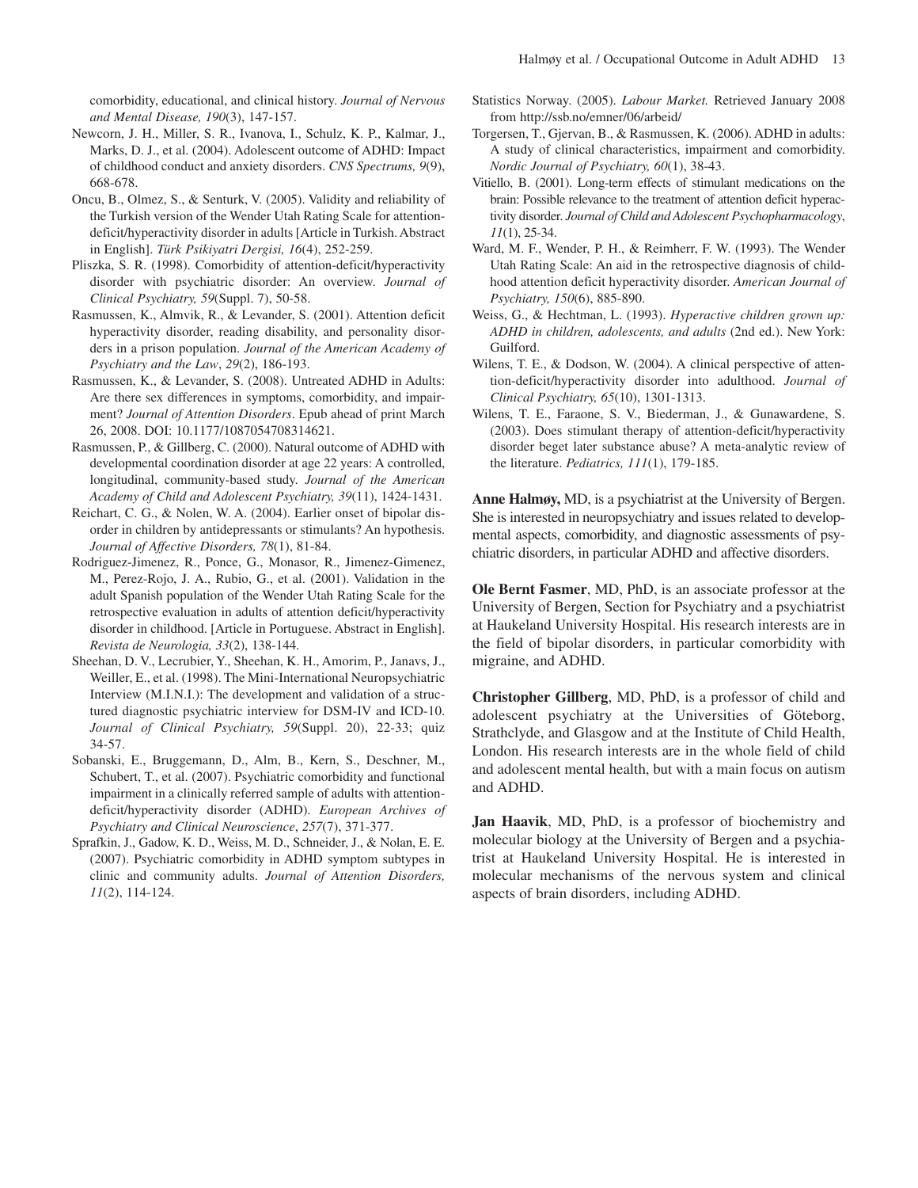comorbidity, educational, and clinical history. *Journal of Nervous and Mental Disease, 190*(3), 147-157.

Newcorn, J. H., Miller, S. R., Ivanova, I., Schulz, K. P., Kalmar, J., Marks, D. J., et al. (2004). Adolescent outcome of ADHD: Impact of childhood conduct and anxiety disorders. *CNS Spectrums, 9*(9), 668-678.

Oncu, B., Olmez, S., & Senturk, V. (2005). Validity and reliability of the Turkish version of the Wender Utah Rating Scale for attention-deficit/hyperactivity disorder in adults [Article in Turkish. Abstract in English]. *Türk Psikiyatri Dergisi, 16*(4), 252-259.

Pliszka, S. R. (1998). Comorbidity of attention-deficit/hyperactivity disorder with psychiatric disorder: An overview. *Journal of Clinical Psychiatry, 59*(Suppl. 7), 50-58.

Rasmussen, K., Almvik, R., & Levander, S. (2001). Attention deficit hyperactivity disorder, reading disability, and personality disorders in a prison population. *Journal of the American Academy of Psychiatry and the Law*, *29*(2), 186-193.

Rasmussen, K., & Levander, S. (2008). Untreated ADHD in Adults: Are there sex differences in symptoms, comorbidity, and impairment? *Journal of Attention Disorders*. Epub ahead of print March 26, 2008. DOI: 10.1177/1087054708314621.

Rasmussen, P., & Gillberg, C. (2000). Natural outcome of ADHD with developmental coordination disorder at age 22 years: A controlled, longitudinal, community-based study. *Journal of the American Academy of Child and Adolescent Psychiatry, 39*(11), 1424-1431.

Reichart, C. G., & Nolen, W. A. (2004). Earlier onset of bipolar disorder in children by antidepressants or stimulants? An hypothesis. *Journal of Affective Disorders, 78*(1), 81-84.

Rodriguez-Jimenez, R., Ponce, G., Monasor, R., Jimenez-Gimenez, M., Perez-Rojo, J. A., Rubio, G., et al. (2001). Validation in the adult Spanish population of the Wender Utah Rating Scale for the retrospective evaluation in adults of attention deficit/hyperactivity disorder in childhood. [Article in Portuguese. Abstract in English]. *Revista de Neurologia, 33*(2), 138-144.

Sheehan, D. V., Lecrubier, Y., Sheehan, K. H., Amorim, P., Janavs, J., Weiller, E., et al. (1998). The Mini-International Neuropsychiatric Interview (M.I.N.I.): The development and validation of a structured diagnostic psychiatric interview for DSM-IV and ICD-10. *Journal of Clinical Psychiatry, 59*(Suppl. 20), 22-33; quiz 34-57.

Sobanski, E., Bruggemann, D., Alm, B., Kern, S., Deschner, M., Schubert, T., et al. (2007). Psychiatric comorbidity and functional impairment in a clinically referred sample of adults with attention-deficit/hyperactivity disorder (ADHD). *European Archives of Psychiatry and Clinical Neuroscience*, *257*(7), 371-377.

Sprafkin, J., Gadow, K. D., Weiss, M. D., Schneider, J., & Nolan, E. E. (2007). Psychiatric comorbidity in ADHD symptom subtypes in clinic and community adults. *Journal of Attention Disorders, 11*(2), 114-124.

Statistics Norway. (2005). *Labour Market.* Retrieved January 2008 from http://ssb.no/emner/06/arbeid/

Torgersen, T., Gjervan, B., & Rasmussen, K. (2006). ADHD in adults: A study of clinical characteristics, impairment and comorbidity. *Nordic Journal of Psychiatry, 60*(1), 38-43.

Vitiello, B. (2001). Long-term effects of stimulant medications on the brain: Possible relevance to the treatment of attention deficit hyperactivity disorder. *Journal of Child and Adolescent Psychopharmacology*, *11*(1), 25-34.

Ward, M. F., Wender, P. H., & Reimherr, F. W. (1993). The Wender Utah Rating Scale: An aid in the retrospective diagnosis of childhood attention deficit hyperactivity disorder. *American Journal of Psychiatry, 150*(6), 885-890.

Weiss, G., & Hechtman, L. (1993). *Hyperactive children grown up: ADHD in children, adolescents, and adults* (2nd ed.). New York: Guilford.

Wilens, T. E., & Dodson, W. (2004). A clinical perspective of attention-deficit/hyperactivity disorder into adulthood. *Journal of Clinical Psychiatry, 65*(10), 1301-1313.

Wilens, T. E., Faraone, S. V., Biederman, J., & Gunawardene, S. (2003). Does stimulant therapy of attention-deficit/hyperactivity disorder beget later substance abuse? A meta-analytic review of the literature. *Pediatrics, 111*(1), 179-185.

**Anne Halmøy,** MD, is a psychiatrist at the University of Bergen. She is interested in neuropsychiatry and issues related to developmental aspects, comorbidity, and diagnostic assessments of psychiatric disorders, in particular ADHD and affective disorders.

**Ole Bernt Fasmer**, MD, PhD, is an associate professor at the University of Bergen, Section for Psychiatry and a psychiatrist at Haukeland University Hospital. His research interests are in the field of bipolar disorders, in particular comorbidity with migraine, and ADHD.

**Christopher Gillberg**, MD, PhD, is a professor of child and adolescent psychiatry at the Universities of Göteborg, Strathclyde, and Glasgow and at the Institute of Child Health, London. His research interests are in the whole field of child and adolescent mental health, but with a main focus on autism and ADHD.

**Jan Haavik**, MD, PhD, is a professor of biochemistry and molecular biology at the University of Bergen and a psychiatrist at Haukeland University Hospital. He is interested in molecular mechanisms of the nervous system and clinical aspects of brain disorders, including ADHD.